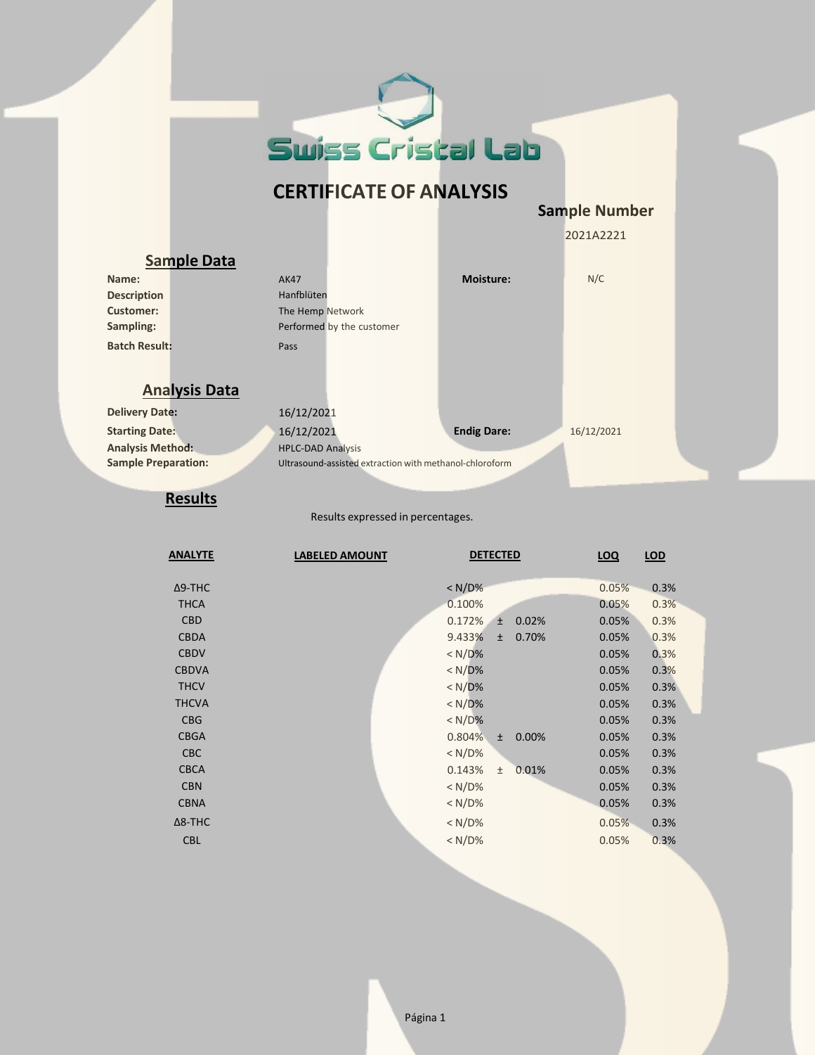Swiss Cristal Lab

# CERTIFICATE OF ANALYSIS

**Sample Number**

2021A2221

## Sample Data

| | | | |
|---|---|---|---|
| **Name:** | AK47 | **Moisture:** | N/C |
| **Description** | Hanfblüten | | |
| **Customer:** | The Hemp Network | | |
| **Sampling:** | Performed by the customer | | |
| **Batch Result:** | Pass | | |

## Analysis Data

| | | | |
|---|---|---|---|
| **Delivery Date:** | 16/12/2021 | | |
| **Starting Date:** | 16/12/2021 | **Endig Dare:** | 16/12/2021 |
| **Analysis Method:** | HPLC-DAD Analysis | | |
| **Sample Preparation:** | Ultrasound-assisted extraction with methanol-chloroform | | |

## Results

Results expressed in percentages.

| ANALYTE | LABELED AMOUNT | DETECTED | | LOQ | LOD |
|---|---|---|---|---|---|
| Δ9-THC | | < N/D% | | 0.05% | 0.3% |
| THCA | | 0.100% | | 0.05% | 0.3% |
| CBD | | 0.172% | ± 0.02% | 0.05% | 0.3% |
| CBDA | | 9.433% | ± 0.70% | 0.05% | 0.3% |
| CBDV | | < N/D% | | 0.05% | 0.3% |
| CBDVA | | < N/D% | | 0.05% | 0.3% |
| THCV | | < N/D% | | 0.05% | 0.3% |
| THCVA | | < N/D% | | 0.05% | 0.3% |
| CBG | | < N/D% | | 0.05% | 0.3% |
| CBGA | | 0.804% | ± 0.00% | 0.05% | 0.3% |
| CBC | | < N/D% | | 0.05% | 0.3% |
| CBCA | | 0.143% | ± 0.01% | 0.05% | 0.3% |
| CBN | | < N/D% | | 0.05% | 0.3% |
| CBNA | | < N/D% | | 0.05% | 0.3% |
| Δ8-THC | | < N/D% | | 0.05% | 0.3% |
| CBL | | < N/D% | | 0.05% | 0.3% |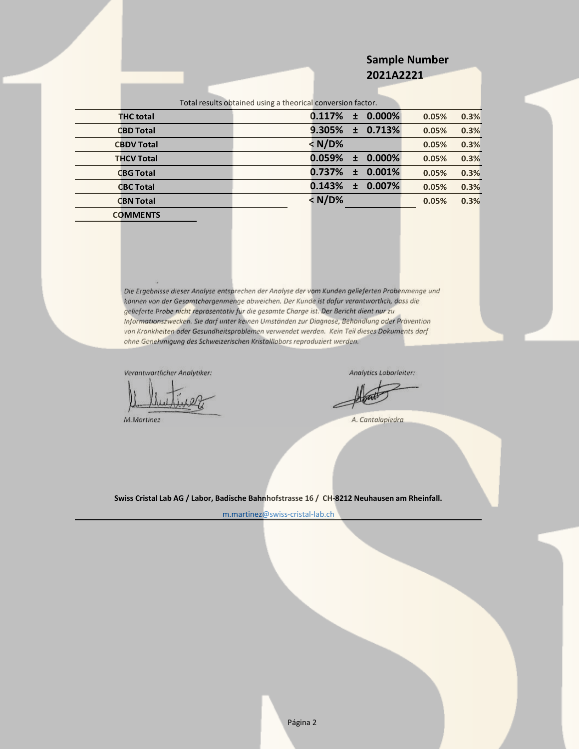**Sample Number**
**2021A2221**

Total results obtained using a theorical conversion factor.

| | | | | |
|---|---|---|---|---|
| **THC total** | **0.117%** | **± 0.000%** | **0.05%** | **0.3%** |
| **CBD Total** | **9.305%** | **± 0.713%** | **0.05%** | **0.3%** |
| **CBDV Total** | **< N/D%** | | **0.05%** | **0.3%** |
| **THCV Total** | **0.059%** | **± 0.000%** | **0.05%** | **0.3%** |
| **CBG Total** | **0.737%** | **± 0.001%** | **0.05%** | **0.3%** |
| **CBC Total** | **0.143%** | **± 0.007%** | **0.05%** | **0.3%** |
| **CBN Total** | **< N/D%** | | **0.05%** | **0.3%** |

**COMMENTS**

*Die Ergebnisse dieser Analyse entsprechen der Analyse der vom Kunden gelieferten Probenmenge und konnen von der Gesamtchargenmenge abweichen. Der Kunde ist dafur verantwortlich, dass die gelieferte Probe nicht reprasentativ fur die gesamte Charge ist. Der Bericht dient nur zu Informationszwecken. Sie darf unter keinen Umständen zur Diagnose, Behandlung oder Prävention von Krankheiten oder Gesundheitsproblemen verwendet werden. Kein Teil dieses Dokuments darf ohne Genehmigung des Schweizerischen Kristalllabors reproduziert werden.*

*Verantwortlicher Analytiker:*

*M.Martinez*

*Analytics Laborleiter:*

*A. Cantalapiedra*

**Swiss Cristal Lab AG / Labor, Badische Bahnhofstrasse 16 / CH-8212 Neuhausen am Rheinfall.**

m.martinez@swiss-cristal-lab.ch